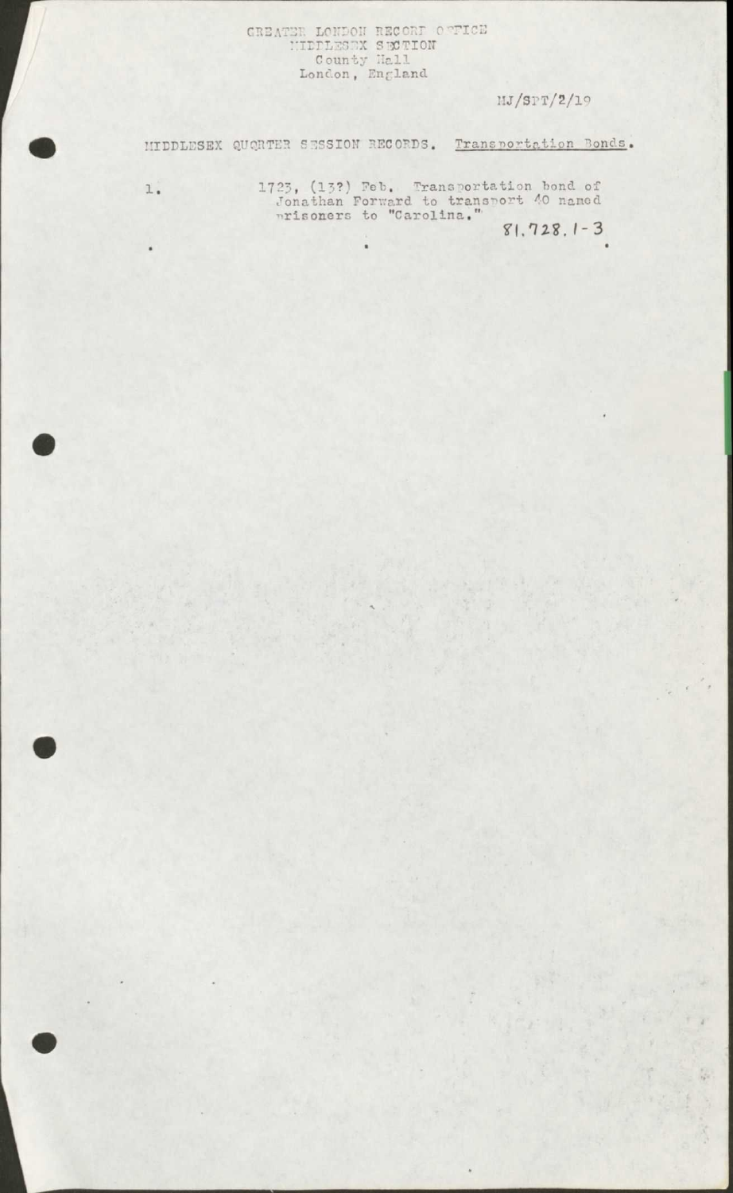GREATER LONDON RECORD OFFICE
MIDDLESEX SECTION
County Hall
London, England

MJ/SPT/2/19

MIDDLESEX QUORTER SESSION RECORDS. Transportation Bonds.

1. 1723, (13?) Feb. Transportation bond of Jonathan Forward to transport 40 named prisoners to "Carolina."

81.728.1-3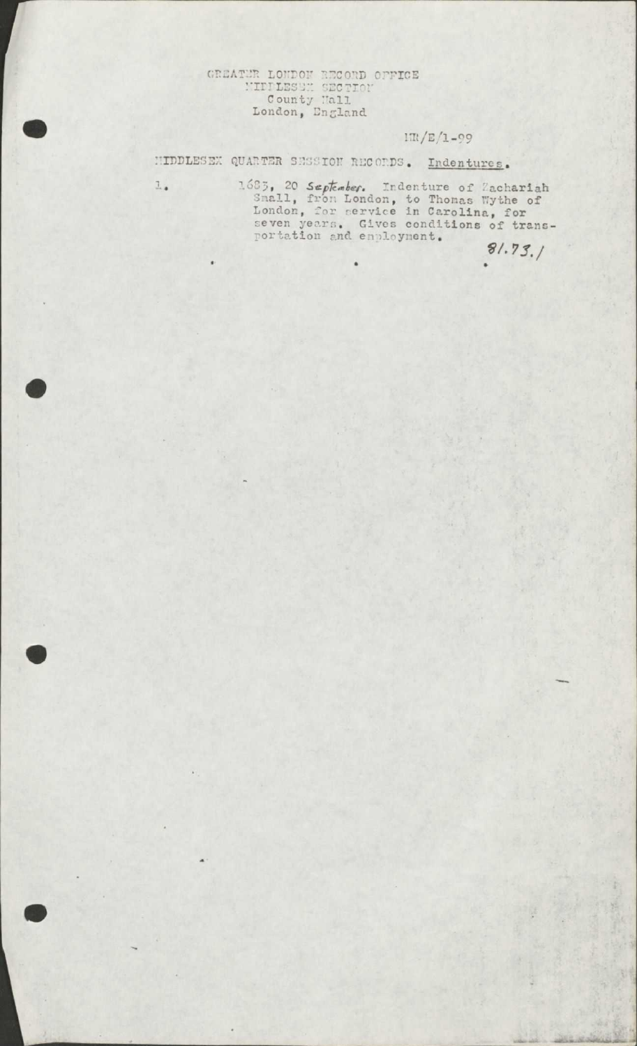GREATER LONDON RECORD OFFICE
MIDDLESEX SECTION
County Hall
London, England

MR/E/1-99

MIDDLESEX QUARTER SESSION RECORDS. Indentures.

1. 1683, 20 *September.* Indenture of Zachariah Small, from London, to Thomas Wythe of London, for service in Carolina, for seven years. Gives conditions of transportation and employment.

81.73.1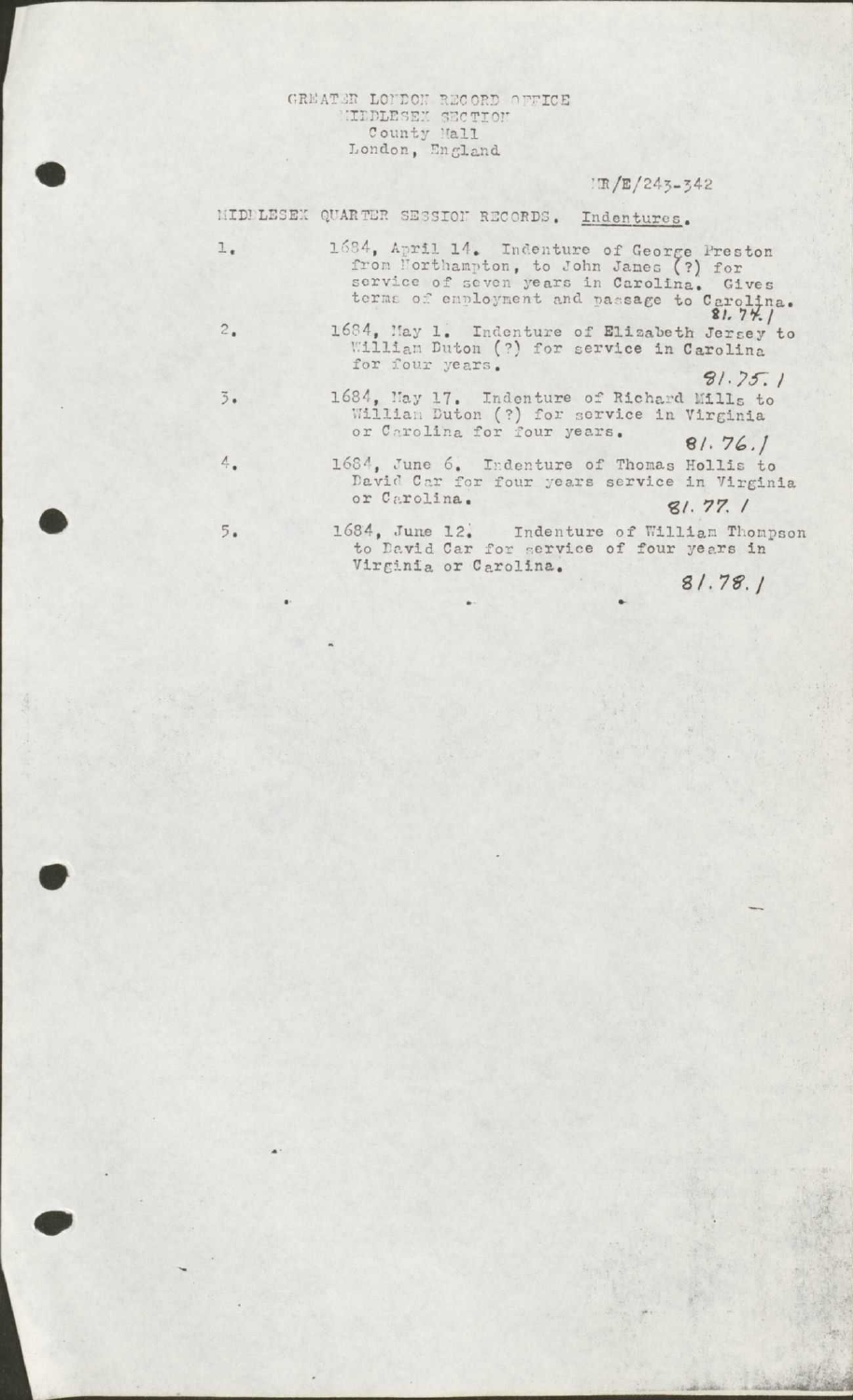GREATER LONDON RECORD OFFICE
MIDDLESEX SECTION
County Hall
London, England

MR/E/243-342

MIDDLESEX QUARTER SESSION RECORDS. Indentures.

1. 1684, April 14. Indenture of George Preston from Northampton, to John James (?) for service of seven years in Carolina. Gives terms of employment and passage to Carolina. 81.74.1

2. 1684, May 1. Indenture of Elizabeth Jersey to William Duton (?) for service in Carolina for four years. 81.75.1

3. 1684, May 17. Indenture of Richard Mills to William Duton (?) for service in Virginia or Carolina for four years. 81.76.1

4. 1684, June 6. Indenture of Thomas Hollis to David Car for four years service in Virginia or Carolina. 81.77.1

5. 1684, June 12. Indenture of William Thompson to David Car for service of four years in Virginia or Carolina. 81.78.1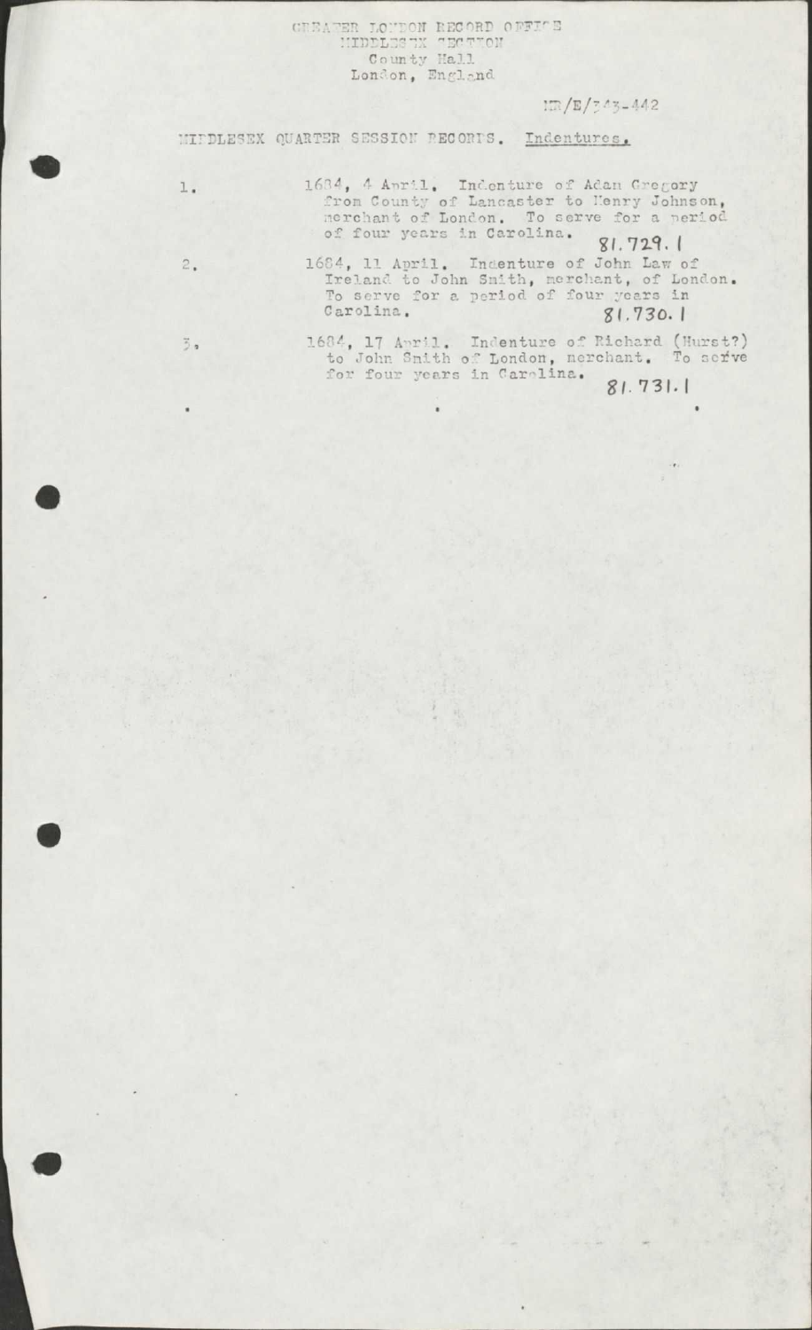GREATER LONDON RECORD OFFICE
MIDDLESEX SECTION
County Hall
London, England

MR/E/343-442

MIDDLESEX QUARTER SESSION RECORDS. Indentures.

1. 1684, 4 April. Indenture of Adam Gregory from County of Lancaster to Henry Johnson, merchant of London. To serve for a period of four years in Carolina. 81.729.1

2. 1684, 11 April. Indenture of John Law of Ireland to John Smith, merchant, of London. To serve for a period of four years in Carolina. 81.730.1

3. 1684, 17 April. Indenture of Richard (Hurst?) to John Smith of London, merchant. To serve for four years in Carolina. 81.731.1

. . .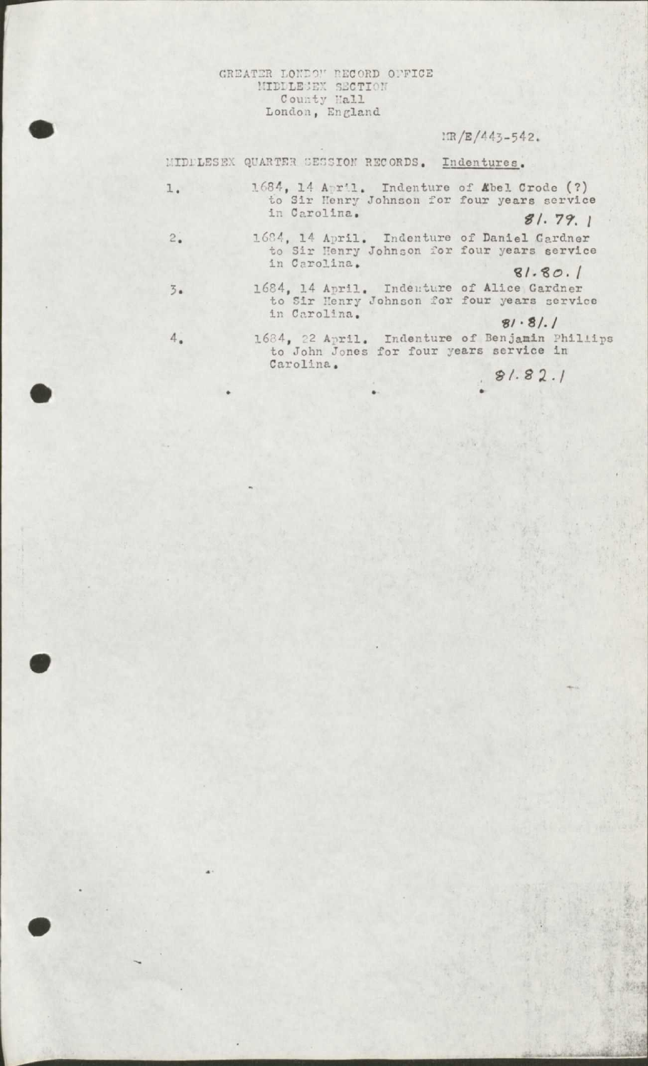GREATER LONDON RECORD OFFICE
MIDDLESEX SECTION
County Hall
London, England

MR/E/443-542.

MIDDLESEX QUARTER SESSION RECORDS. Indentures.

1. 1684, 14 April. Indenture of Abel Crode (?) to Sir Henry Johnson for four years service in Carolina. 81.79.1

2. 1684, 14 April. Indenture of Daniel Gardner to Sir Henry Johnson for four years service in Carolina. 81.80.1

3. 1684, 14 April. Indenture of Alice Gardner to Sir Henry Johnson for four years service in Carolina. 81.81.1

4. 1684, 22 April. Indenture of Benjamin Phillips to John Jones for four years service in Carolina. 81.82.1

. . .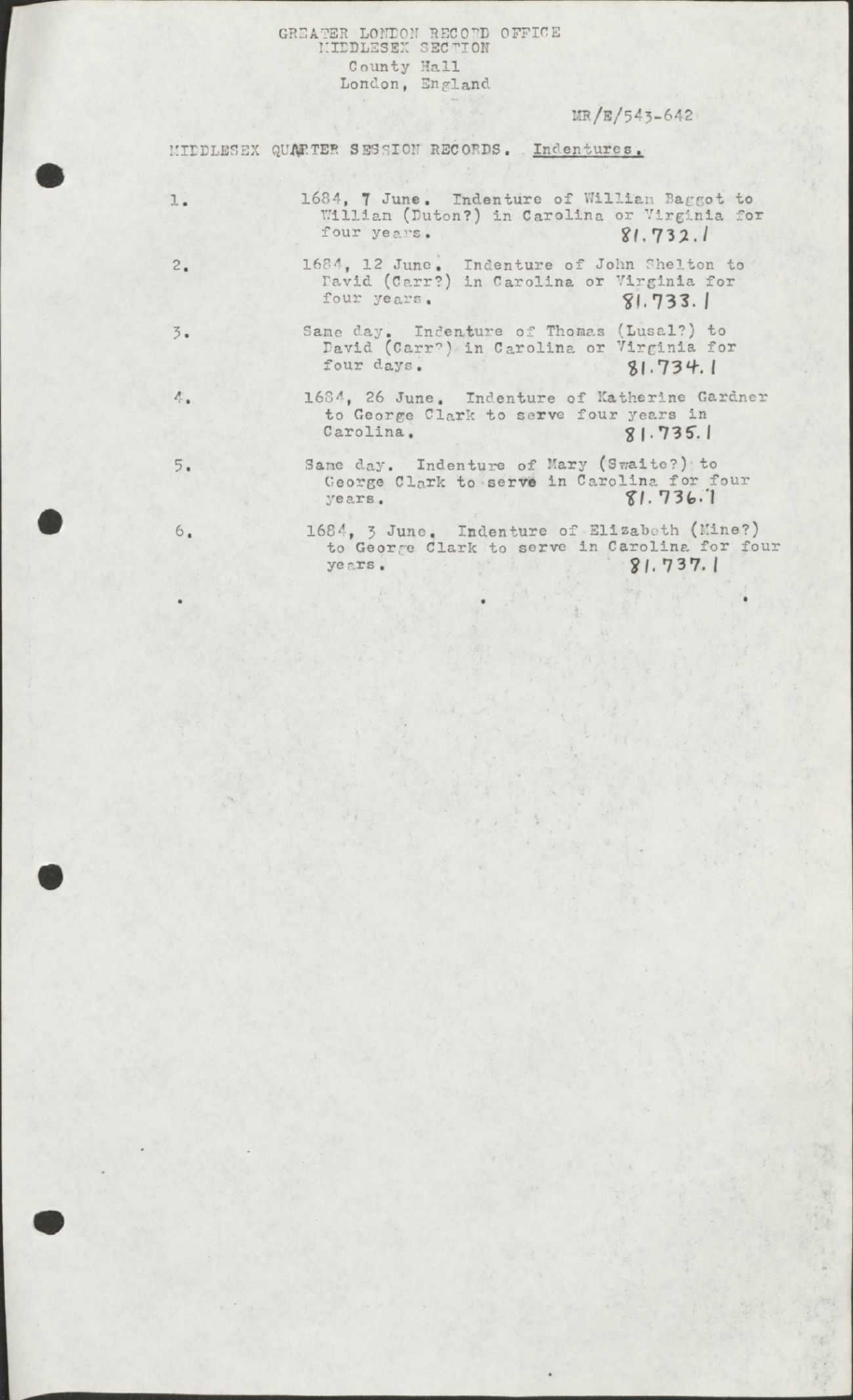GREATER LONDON RECORD OFFICE
MIDDLESEX SECTION
County Hall
London, England

MR/E/543-642

MIDDLESEX QUARTER SESSION RECORDS. Indentures.

1. 1684, 7 June. Indenture of William Baggot to William (Duton?) in Carolina or Virginia for four years. 81.732.1

2. 1684, 12 June. Indenture of John Shelton to David (Carr?) in Carolina or Virginia for four years. 81.733.1

3. Same day. Indenture of Thomas (Lusal?) to David (Carr?) in Carolina or Virginia for four days. 81.734.1

4. 1684, 26 June. Indenture of Katherine Gardner to George Clark to serve four years in Carolina. 81.735.1

5. Same day. Indenture of Mary (Swaite?) to George Clark to serve in Carolina for four years. 81.736.1

6. 1684, 3 June. Indenture of Elizabeth (Mine?) to George Clark to serve in Carolina for four years. 81.737.1

. . .